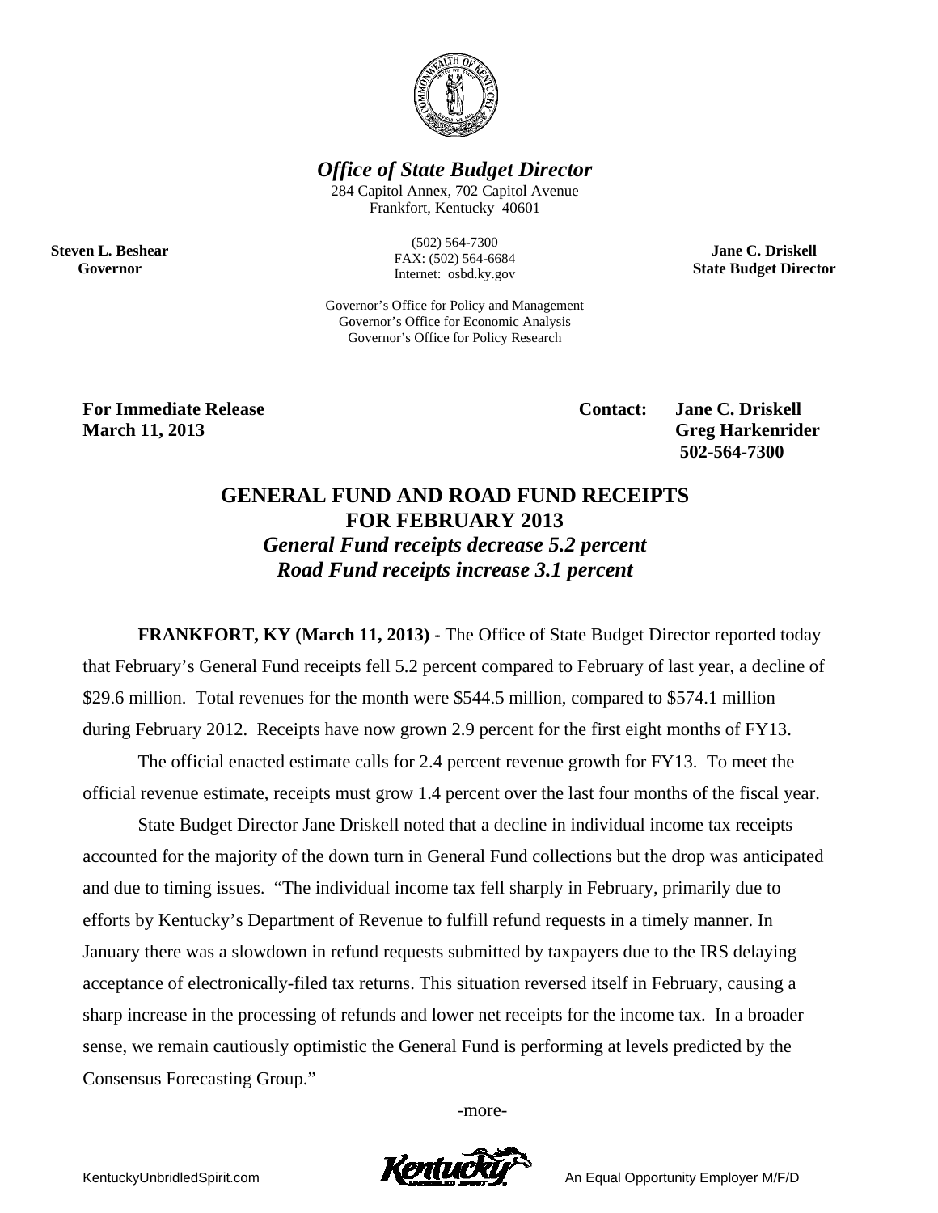# *Office of State Budget Director*

284 Capitol Annex, 702 Capitol Avenue
Frankfort, Kentucky 40601

(502) 564-7300
FAX: (502) 564-6684
Internet: osbd.ky.gov

Governor's Office for Policy and Management
Governor's Office for Economic Analysis
Governor's Office for Policy Research

**Steven L. Beshear**
**Governor**

**Jane C. Driskell**
**State Budget Director**

**For Immediate Release**
**March 11, 2013**

**Contact: Jane C. Driskell**
**Greg Harkenrider**
**502-564-7300**

## GENERAL FUND AND ROAD FUND RECEIPTS FOR FEBRUARY 2013

### *General Fund receipts decrease 5.2 percent*
### *Road Fund receipts increase 3.1 percent*

**FRANKFORT, KY (March 11, 2013) -** The Office of State Budget Director reported today that February's General Fund receipts fell 5.2 percent compared to February of last year, a decline of \$29.6 million. Total revenues for the month were \$544.5 million, compared to \$574.1 million during February 2012. Receipts have now grown 2.9 percent for the first eight months of FY13.

The official enacted estimate calls for 2.4 percent revenue growth for FY13. To meet the official revenue estimate, receipts must grow 1.4 percent over the last four months of the fiscal year.

State Budget Director Jane Driskell noted that a decline in individual income tax receipts accounted for the majority of the down turn in General Fund collections but the drop was anticipated and due to timing issues. "The individual income tax fell sharply in February, primarily due to efforts by Kentucky's Department of Revenue to fulfill refund requests in a timely manner. In January there was a slowdown in refund requests submitted by taxpayers due to the IRS delaying acceptance of electronically-filed tax returns. This situation reversed itself in February, causing a sharp increase in the processing of refunds and lower net receipts for the income tax. In a broader sense, we remain cautiously optimistic the General Fund is performing at levels predicted by the Consensus Forecasting Group."

-more-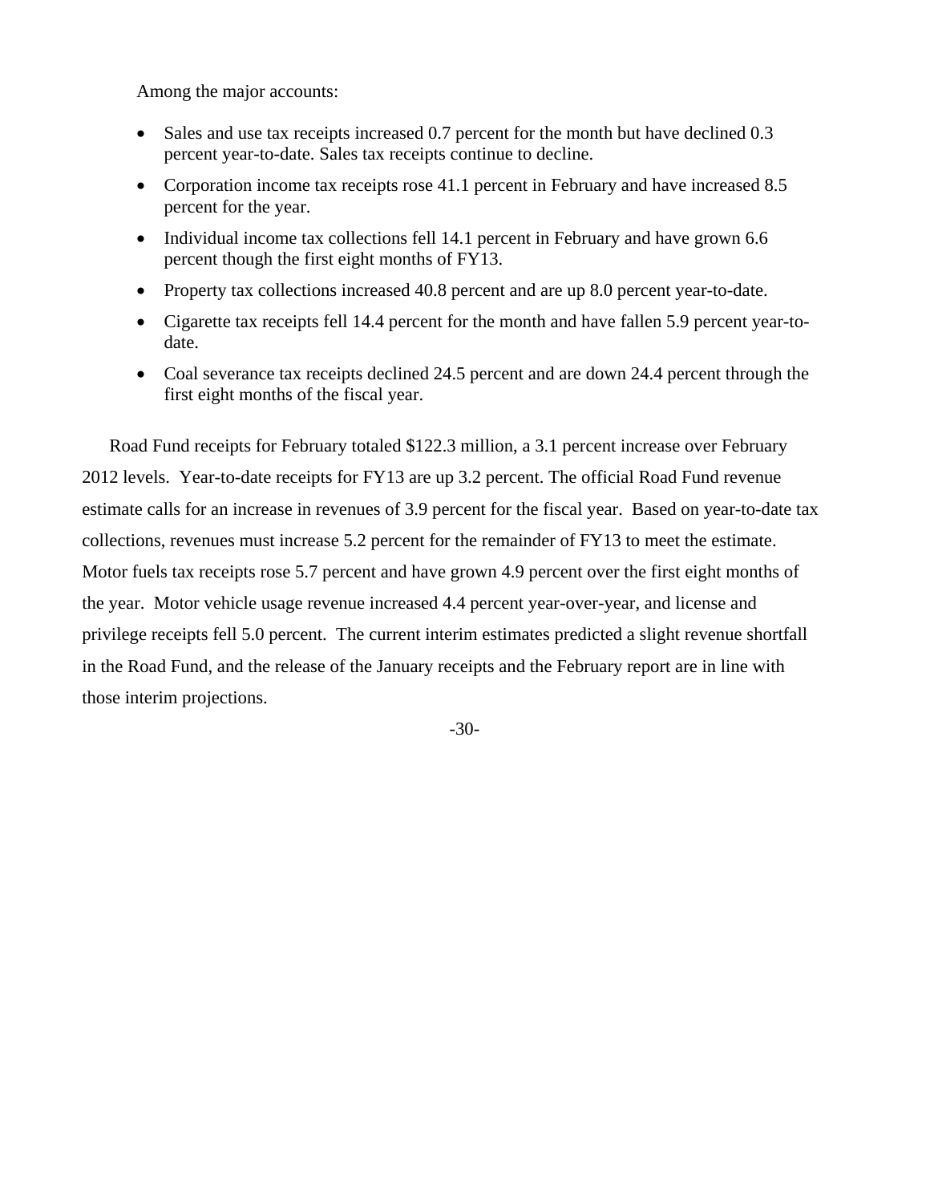Among the major accounts:

- Sales and use tax receipts increased 0.7 percent for the month but have declined 0.3 percent year-to-date. Sales tax receipts continue to decline.
- Corporation income tax receipts rose 41.1 percent in February and have increased 8.5 percent for the year.
- Individual income tax collections fell 14.1 percent in February and have grown 6.6 percent though the first eight months of FY13.
- Property tax collections increased 40.8 percent and are up 8.0 percent year-to-date.
- Cigarette tax receipts fell 14.4 percent for the month and have fallen 5.9 percent year-to-date.
- Coal severance tax receipts declined 24.5 percent and are down 24.4 percent through the first eight months of the fiscal year.

Road Fund receipts for February totaled $122.3 million, a 3.1 percent increase over February 2012 levels. Year-to-date receipts for FY13 are up 3.2 percent. The official Road Fund revenue estimate calls for an increase in revenues of 3.9 percent for the fiscal year. Based on year-to-date tax collections, revenues must increase 5.2 percent for the remainder of FY13 to meet the estimate. Motor fuels tax receipts rose 5.7 percent and have grown 4.9 percent over the first eight months of the year. Motor vehicle usage revenue increased 4.4 percent year-over-year, and license and privilege receipts fell 5.0 percent. The current interim estimates predicted a slight revenue shortfall in the Road Fund, and the release of the January receipts and the February report are in line with those interim projections.

-30-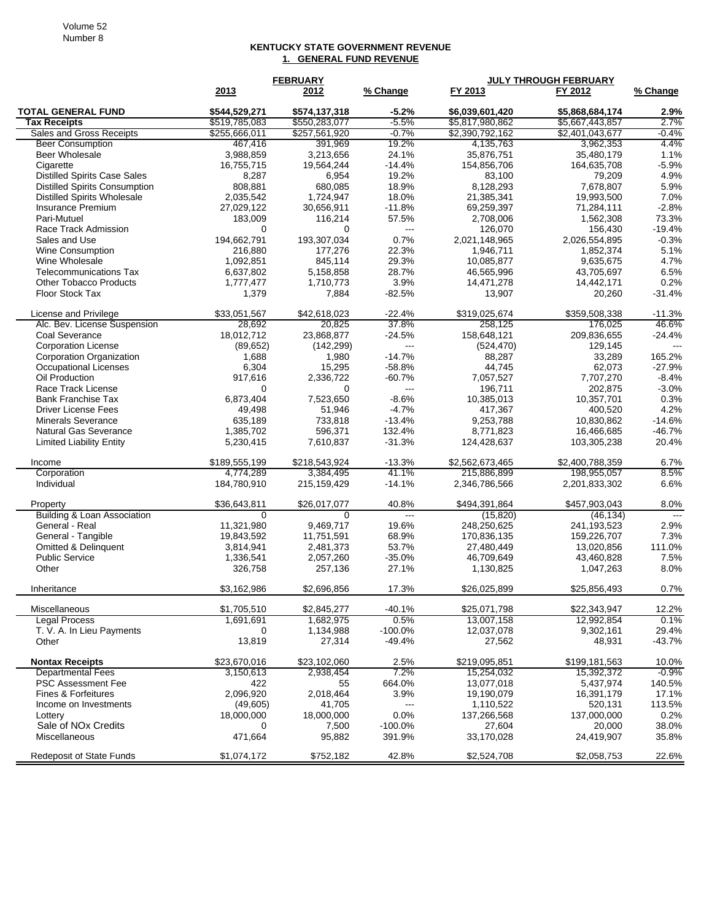## KENTUCKY STATE GOVERNMENT REVENUE

### 1. GENERAL FUND REVENUE

| | FEBRUARY | | | JULY THROUGH FEBRUARY | | |
|---|---|---|---|---|---|---|
| | 2013 | 2012 | % Change | FY 2013 | FY 2012 | % Change |
| **TOTAL GENERAL FUND** | **$544,529,271** | **$574,137,318** | **-5.2%** | **$6,039,601,420** | **$5,868,684,174** | **2.9%** |
| **Tax Receipts** | $519,785,083 | $550,283,077 | -5.5% | $5,817,980,862 | $5,667,443,857 | 2.7% |
| Sales and Gross Receipts | $255,666,011 | $257,561,920 | -0.7% | $2,390,792,162 | $2,401,043,677 | -0.4% |
| Beer Consumption | 467,416 | 391,969 | 19.2% | 4,135,763 | 3,962,353 | 4.4% |
| Beer Wholesale | 3,988,859 | 3,213,656 | 24.1% | 35,876,751 | 35,480,179 | 1.1% |
| Cigarette | 16,755,715 | 19,564,244 | -14.4% | 154,856,706 | 164,635,708 | -5.9% |
| Distilled Spirits Case Sales | 8,287 | 6,954 | 19.2% | 83,100 | 79,209 | 4.9% |
| Distilled Spirits Consumption | 808,881 | 680,085 | 18.9% | 8,128,293 | 7,678,807 | 5.9% |
| Distilled Spirits Wholesale | 2,035,542 | 1,724,947 | 18.0% | 21,385,341 | 19,993,500 | 7.0% |
| Insurance Premium | 27,029,122 | 30,656,911 | -11.8% | 69,259,397 | 71,284,111 | -2.8% |
| Pari-Mutuel | 183,009 | 116,214 | 57.5% | 2,708,006 | 1,562,308 | 73.3% |
| Race Track Admission | 0 | 0 | --- | 126,070 | 156,430 | -19.4% |
| Sales and Use | 194,662,791 | 193,307,034 | 0.7% | 2,021,148,965 | 2,026,554,895 | -0.3% |
| Wine Consumption | 216,880 | 177,276 | 22.3% | 1,946,711 | 1,852,374 | 5.1% |
| Wine Wholesale | 1,092,851 | 845,114 | 29.3% | 10,085,877 | 9,635,675 | 4.7% |
| Telecommunications Tax | 6,637,802 | 5,158,858 | 28.7% | 46,565,996 | 43,705,697 | 6.5% |
| Other Tobacco Products | 1,777,477 | 1,710,773 | 3.9% | 14,471,278 | 14,442,171 | 0.2% |
| Floor Stock Tax | 1,379 | 7,884 | -82.5% | 13,907 | 20,260 | -31.4% |
| | | | | | | |
| License and Privilege | $33,051,567 | $42,618,023 | -22.4% | $319,025,674 | $359,508,338 | -11.3% |
| Alc. Bev. License Suspension | 28,692 | 20,825 | 37.8% | 258,125 | 176,025 | 46.6% |
| Coal Severance | 18,012,712 | 23,868,877 | -24.5% | 158,648,121 | 209,836,655 | -24.4% |
| Corporation License | (89,652) | (142,299) | --- | (524,470) | 129,145 | --- |
| Corporation Organization | 1,688 | 1,980 | -14.7% | 88,287 | 33,289 | 165.2% |
| Occupational Licenses | 6,304 | 15,295 | -58.8% | 44,745 | 62,073 | -27.9% |
| Oil Production | 917,616 | 2,336,722 | -60.7% | 7,057,527 | 7,707,270 | -8.4% |
| Race Track License | 0 | 0 | --- | 196,711 | 202,875 | -3.0% |
| Bank Franchise Tax | 6,873,404 | 7,523,650 | -8.6% | 10,385,013 | 10,357,701 | 0.3% |
| Driver License Fees | 49,498 | 51,946 | -4.7% | 417,367 | 400,520 | 4.2% |
| Minerals Severance | 635,189 | 733,818 | -13.4% | 9,253,788 | 10,830,862 | -14.6% |
| Natural Gas Severance | 1,385,702 | 596,371 | 132.4% | 8,771,823 | 16,466,685 | -46.7% |
| Limited Liability Entity | 5,230,415 | 7,610,837 | -31.3% | 124,428,637 | 103,305,238 | 20.4% |
| | | | | | | |
| Income | $189,555,199 | $218,543,924 | -13.3% | $2,562,673,465 | $2,400,788,359 | 6.7% |
| Corporation | 4,774,289 | 3,384,495 | 41.1% | 215,886,899 | 198,955,057 | 8.5% |
| Individual | 184,780,910 | 215,159,429 | -14.1% | 2,346,786,566 | 2,201,833,302 | 6.6% |
| | | | | | | |
| Property | $36,643,811 | $26,017,077 | 40.8% | $494,391,864 | $457,903,043 | 8.0% |
| Building & Loan Association | 0 | 0 | --- | (15,820) | (46,134) | --- |
| General - Real | 11,321,980 | 9,469,717 | 19.6% | 248,250,625 | 241,193,523 | 2.9% |
| General - Tangible | 19,843,592 | 11,751,591 | 68.9% | 170,836,135 | 159,226,707 | 7.3% |
| Omitted & Delinquent | 3,814,941 | 2,481,373 | 53.7% | 27,480,449 | 13,020,856 | 111.0% |
| Public Service | 1,336,541 | 2,057,260 | -35.0% | 46,709,649 | 43,460,828 | 7.5% |
| Other | 326,758 | 257,136 | 27.1% | 1,130,825 | 1,047,263 | 8.0% |
| | | | | | | |
| Inheritance | $3,162,986 | $2,696,856 | 17.3% | $26,025,899 | $25,856,493 | 0.7% |
| | | | | | | |
| Miscellaneous | $1,705,510 | $2,845,277 | -40.1% | $25,071,798 | $22,343,947 | 12.2% |
| Legal Process | 1,691,691 | 1,682,975 | 0.5% | 13,007,158 | 12,992,854 | 0.1% |
| T. V. A. In Lieu Payments | 0 | 1,134,988 | -100.0% | 12,037,078 | 9,302,161 | 29.4% |
| Other | 13,819 | 27,314 | -49.4% | 27,562 | 48,931 | -43.7% |
| | | | | | | |
| **Nontax Receipts** | $23,670,016 | $23,102,060 | 2.5% | $219,095,851 | $199,181,563 | 10.0% |
| Departmental Fees | 3,150,613 | 2,938,454 | 7.2% | 15,254,032 | 15,392,372 | -0.9% |
| PSC Assessment Fee | 422 | 55 | 664.0% | 13,077,018 | 5,437,974 | 140.5% |
| Fines & Forfeitures | 2,096,920 | 2,018,464 | 3.9% | 19,190,079 | 16,391,179 | 17.1% |
| Income on Investments | (49,605) | 41,705 | --- | 1,110,522 | 520,131 | 113.5% |
| Lottery | 18,000,000 | 18,000,000 | 0.0% | 137,266,568 | 137,000,000 | 0.2% |
| Sale of NOx Credits | 0 | 7,500 | -100.0% | 27,604 | 20,000 | 38.0% |
| Miscellaneous | 471,664 | 95,882 | 391.9% | 33,170,028 | 24,419,907 | 35.8% |
| | | | | | | |
| Redeposit of State Funds | $1,074,172 | $752,182 | 42.8% | $2,524,708 | $2,058,753 | 22.6% |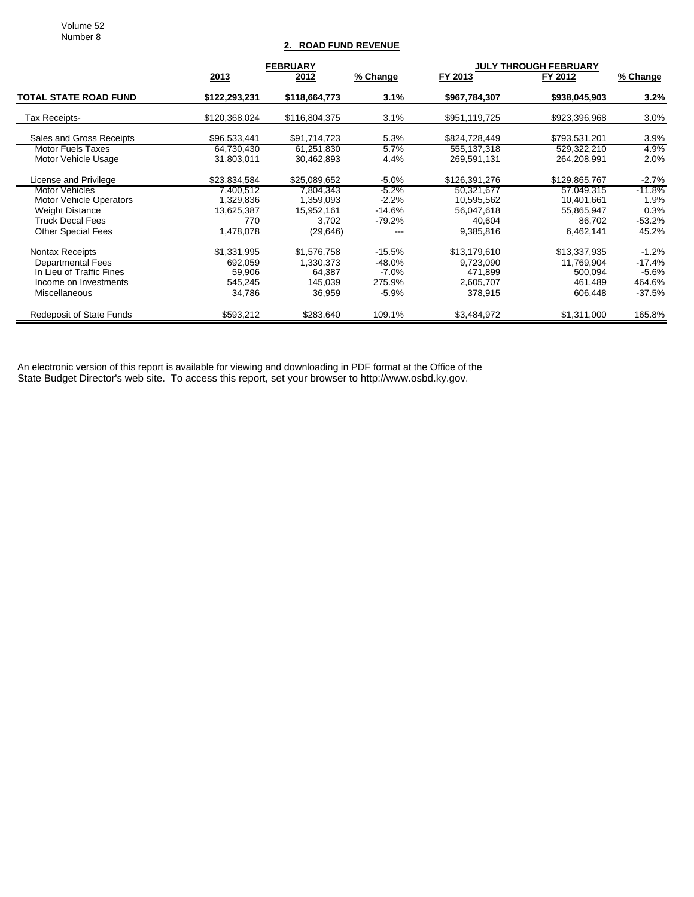## 2. ROAD FUND REVENUE

| | FEBRUARY | | | JULY THROUGH FEBRUARY | | |
|---|---|---|---|---|---|---|
| | 2013 | 2012 | % Change | FY 2013 | FY 2012 | % Change |
| **TOTAL STATE ROAD FUND** | **$122,293,231** | **$118,664,773** | **3.1%** | **$967,784,307** | **$938,045,903** | **3.2%** |
| Tax Receipts- | $120,368,024 | $116,804,375 | 3.1% | $951,119,725 | $923,396,968 | 3.0% |
| Sales and Gross Receipts | $96,533,441 | $91,714,723 | 5.3% | $824,728,449 | $793,531,201 | 3.9% |
| Motor Fuels Taxes | 64,730,430 | 61,251,830 | 5.7% | 555,137,318 | 529,322,210 | 4.9% |
| Motor Vehicle Usage | 31,803,011 | 30,462,893 | 4.4% | 269,591,131 | 264,208,991 | 2.0% |
| License and Privilege | $23,834,584 | $25,089,652 | -5.0% | $126,391,276 | $129,865,767 | -2.7% |
| Motor Vehicles | 7,400,512 | 7,804,343 | -5.2% | 50,321,677 | 57,049,315 | -11.8% |
| Motor Vehicle Operators | 1,329,836 | 1,359,093 | -2.2% | 10,595,562 | 10,401,661 | 1.9% |
| Weight Distance | 13,625,387 | 15,952,161 | -14.6% | 56,047,618 | 55,865,947 | 0.3% |
| Truck Decal Fees | 770 | 3,702 | -79.2% | 40,604 | 86,702 | -53.2% |
| Other Special Fees | 1,478,078 | (29,646) | --- | 9,385,816 | 6,462,141 | 45.2% |
| Nontax Receipts | $1,331,995 | $1,576,758 | -15.5% | $13,179,610 | $13,337,935 | -1.2% |
| Departmental Fees | 692,059 | 1,330,373 | -48.0% | 9,723,090 | 11,769,904 | -17.4% |
| In Lieu of Traffic Fines | 59,906 | 64,387 | -7.0% | 471,899 | 500,094 | -5.6% |
| Income on Investments | 545,245 | 145,039 | 275.9% | 2,605,707 | 461,489 | 464.6% |
| Miscellaneous | 34,786 | 36,959 | -5.9% | 378,915 | 606,448 | -37.5% |
| Redeposit of State Funds | $593,212 | $283,640 | 109.1% | $3,484,972 | $1,311,000 | 165.8% |

An electronic version of this report is available for viewing and downloading in PDF format at the Office of the State Budget Director's web site. To access this report, set your browser to http://www.osbd.ky.gov.